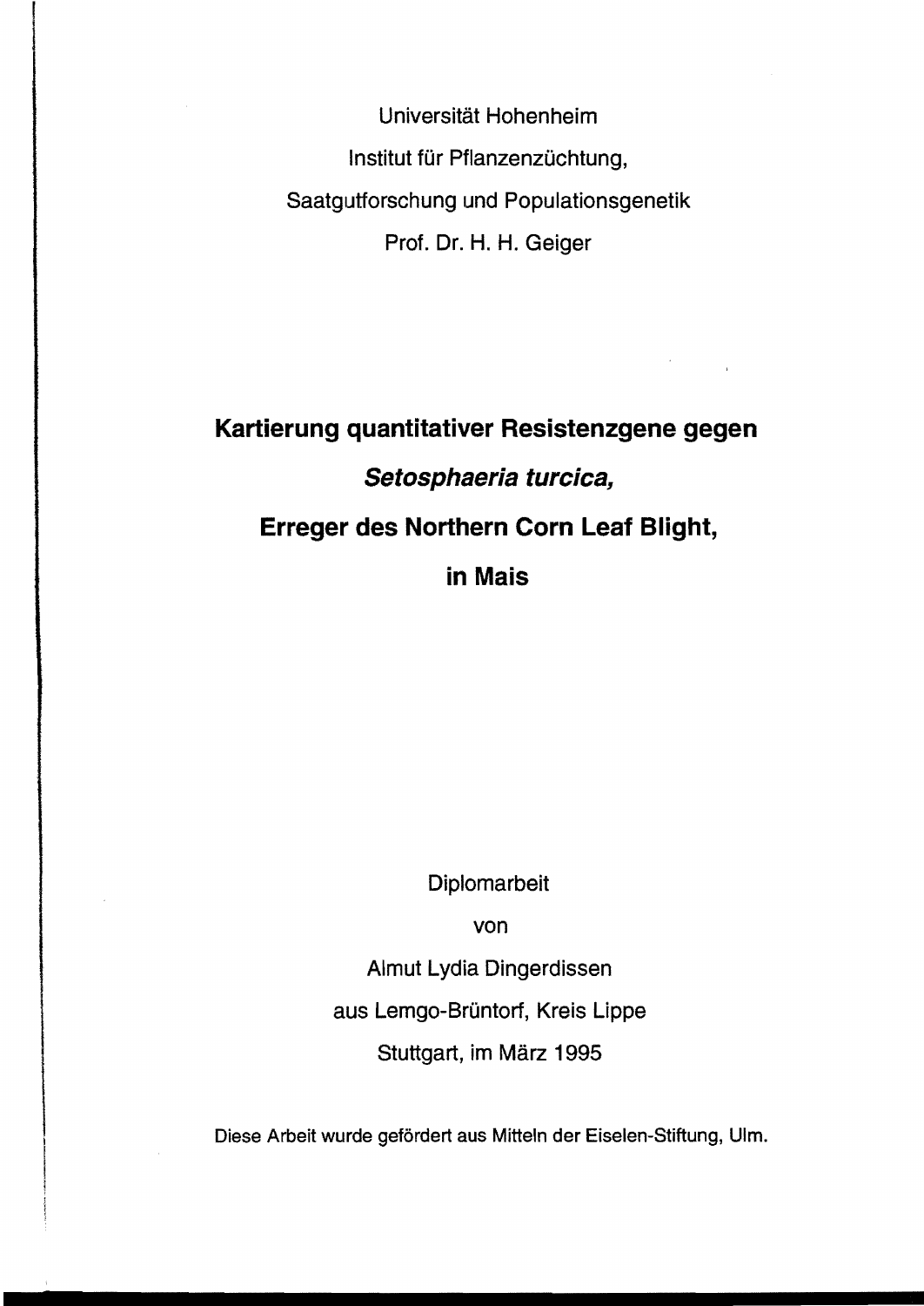Universität Hohenheim

Institut für Pflanzenzüchtung,

Saatgutforschung und Populationsgenetik

Prof. Dr. H. H. Geiger

# Kartierung quantitativer Resistenzgene gegen *Setosphaeria turcica*, Erreger des Northern Corn Leaf Blight, in Mais

Diplomarbeit

von

Almut Lydia Dingerdissen

aus Lemgo-Brüntorf, Kreis Lippe

Stuttgart, im März 1995

Diese Arbeit wurde gefördert aus Mitteln der Eiselen-Stiftung, Ulm.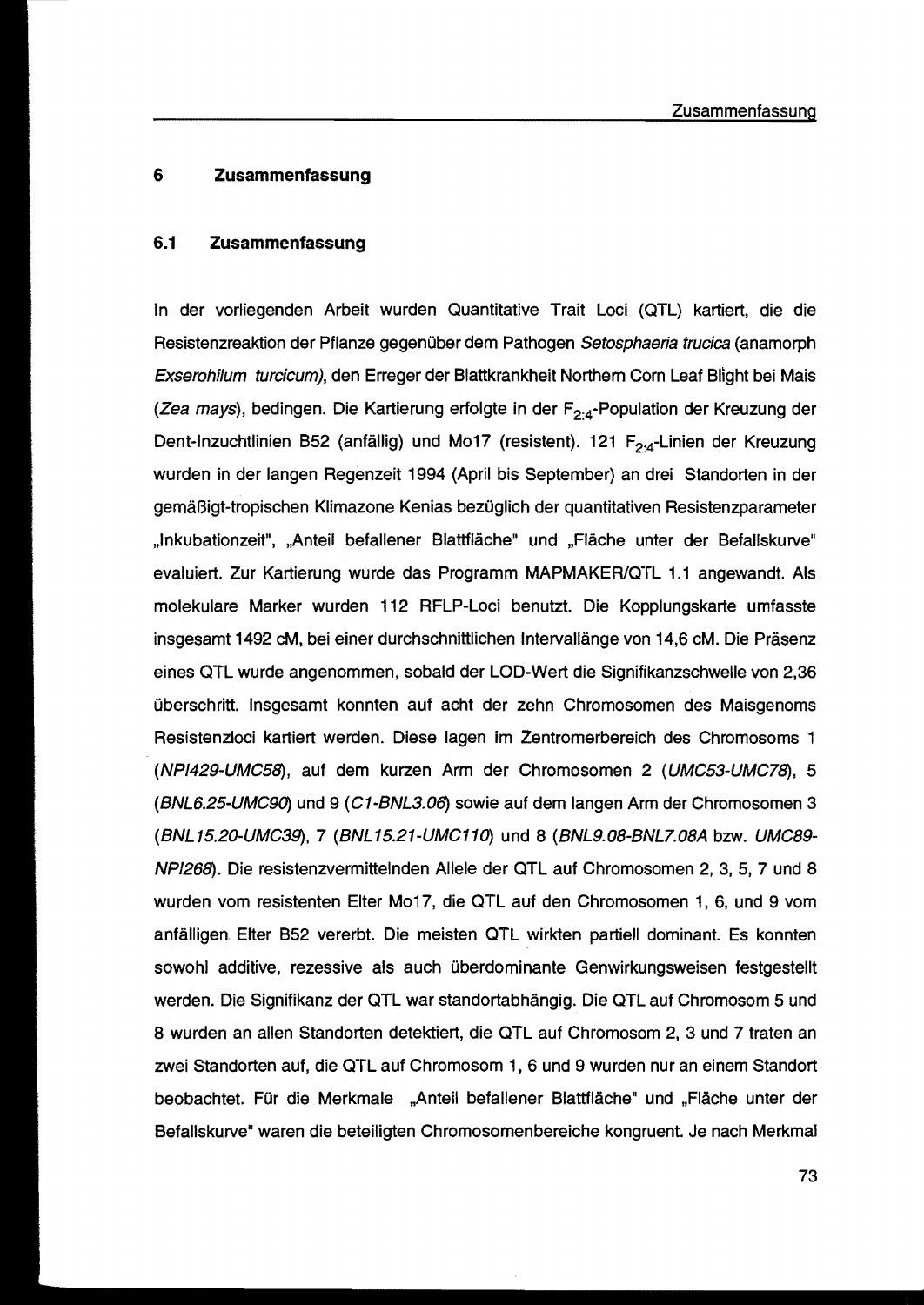# 6 Zusammenfassung

## 6.1 Zusammenfassung

In der vorliegenden Arbeit wurden Quantitative Trait Loci (QTL) kartiert, die die Resistenzreaktion der Pflanze gegenüber dem Pathogen *Setosphaeria trucica* (anamorph *Exserohilum turcicum*), den Erreger der Blattkrankheit Northern Corn Leaf Blight bei Mais (*Zea mays*), bedingen. Die Kartierung erfolgte in der $F_{2:4}$-Population der Kreuzung der Dent-Inzuchtlinien B52 (anfällig) und Mo17 (resistent). 121 $F_{2:4}$-Linien der Kreuzung wurden in der langen Regenzeit 1994 (April bis September) an drei Standorten in der gemäßigt-tropischen Klimazone Kenias bezüglich der quantitativen Resistenzparameter „Inkubationzeit", „Anteil befallener Blattfläche" und „Fläche unter der Befallskurve" evaluiert. Zur Kartierung wurde das Programm MAPMAKER/QTL 1.1 angewandt. Als molekulare Marker wurden 112 RFLP-Loci benutzt. Die Kopplungskarte umfasste insgesamt 1492 cM, bei einer durchschnittlichen Intervallänge von 14,6 cM. Die Präsenz eines QTL wurde angenommen, sobald der LOD-Wert die Signifikanzschwelle von 2,36 überschritt. Insgesamt konnten auf acht der zehn Chromosomen des Maisgenoms Resistenzloci kartiert werden. Diese lagen im Zentromerbereich des Chromosoms 1 (*NPI429-UMC58*), auf dem kurzen Arm der Chromosomen 2 (*UMC53-UMC78*), 5 (*BNL6.25-UMC90*) und 9 (*C1-BNL3.06*) sowie auf dem langen Arm der Chromosomen 3 (*BNL15.20-UMC39*), 7 (*BNL15.21-UMC110*) und 8 (*BNL9.08-BNL7.08A* bzw. *UMC89-NPI268*). Die resistenzvermittelnden Allele der QTL auf Chromosomen 2, 3, 5, 7 und 8 wurden vom resistenten Elter Mo17, die QTL auf den Chromosomen 1, 6, und 9 vom anfälligen Elter B52 vererbt. Die meisten QTL wirkten partiell dominant. Es konnten sowohl additive, rezessive als auch überdominante Genwirkungsweisen festgestellt werden. Die Signifikanz der QTL war standortabhängig. Die QTL auf Chromosom 5 und 8 wurden an allen Standorten detektiert, die QTL auf Chromosom 2, 3 und 7 traten an zwei Standorten auf, die QTL auf Chromosom 1, 6 und 9 wurden nur an einem Standort beobachtet. Für die Merkmale „Anteil befallener Blattfläche" und „Fläche unter der Befallskurve" waren die beteiligten Chromosomenbereiche kongruent. Je nach Merkmal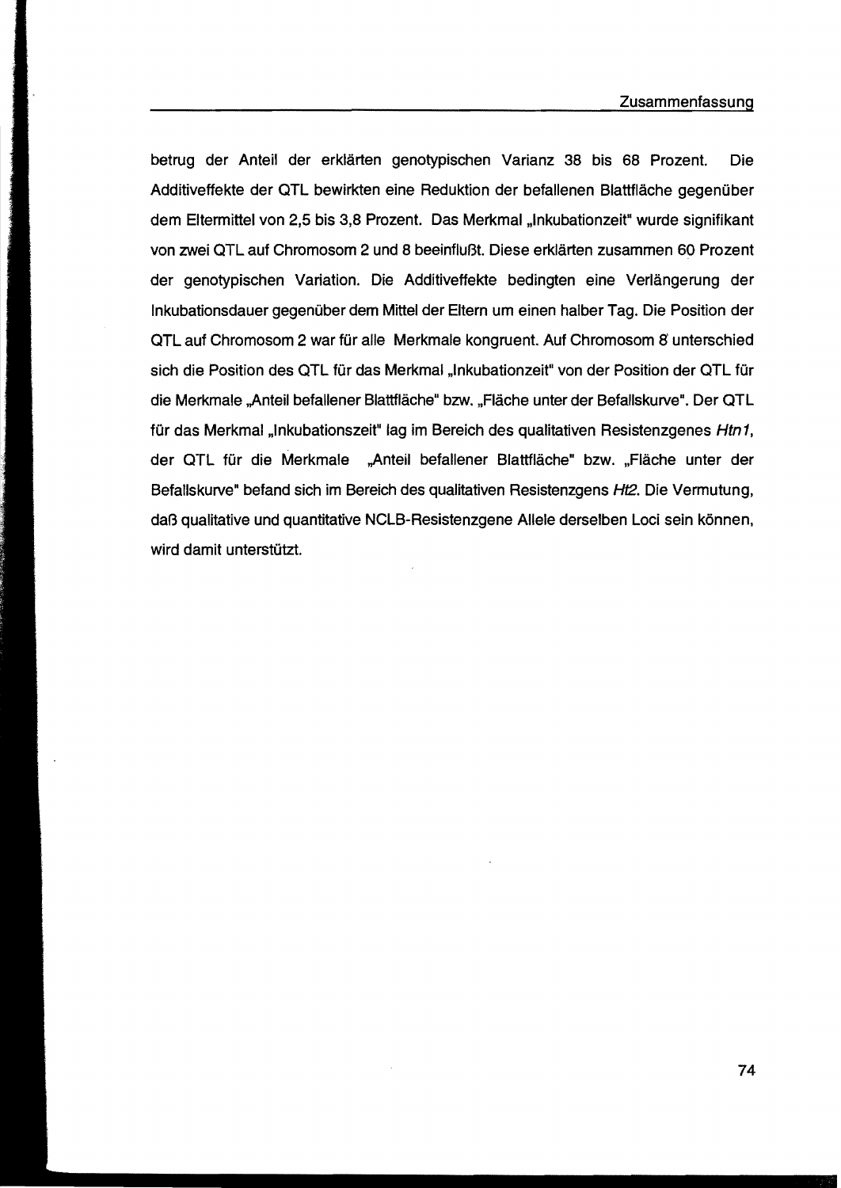betrug der Anteil der erklärten genotypischen Varianz 38 bis 68 Prozent. Die Additiveffekte der QTL bewirkten eine Reduktion der befallenen Blattfläche gegenüber dem Eltermittel von 2,5 bis 3,8 Prozent. Das Merkmal „Inkubationzeit" wurde signifikant von zwei QTL auf Chromosom 2 und 8 beeinflußt. Diese erklärten zusammen 60 Prozent der genotypischen Variation. Die Additiveffekte bedingten eine Verlängerung der Inkubationsdauer gegenüber dem Mittel der Eltern um einen halber Tag. Die Position der QTL auf Chromosom 2 war für alle Merkmale kongruent. Auf Chromosom 8 unterschied sich die Position des QTL für das Merkmal „Inkubationzeit" von der Position der QTL für die Merkmale „Anteil befallener Blattfläche" bzw. „Fläche unter der Befallskurve". Der QTL für das Merkmal „Inkubationszeit" lag im Bereich des qualitativen Resistenzgenes *Htn1*, der QTL für die Merkmale „Anteil befallener Blattfläche" bzw. „Fläche unter der Befallskurve" befand sich im Bereich des qualitativen Resistenzgens *Ht2*. Die Vermutung, daß qualitative und quantitative NCLB-Resistenzgene Allele derselben Loci sein können, wird damit unterstützt.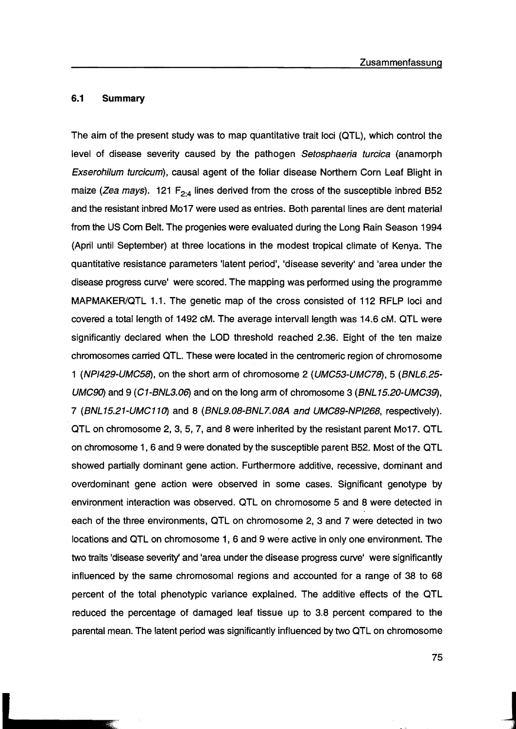## 6.1 Summary

The aim of the present study was to map quantitative trait loci (QTL), which control the level of disease severity caused by the pathogen *Setosphaeria turcica* (anamorph *Exserohilum turcicum*), causal agent of the foliar disease Northern Corn Leaf Blight in maize (*Zea mays*). 121 $F_{2:4}$ lines derived from the cross of the susceptible inbred B52 and the resistant inbred Mo17 were used as entries. Both parental lines are dent material from the US Corn Belt. The progenies were evaluated during the Long Rain Season 1994 (April until September) at three locations in the modest tropical climate of Kenya. The quantitative resistance parameters 'latent period', 'disease severity' and 'area under the disease progress curve' were scored. The mapping was performed using the programme MAPMAKER/QTL 1.1. The genetic map of the cross consisted of 112 RFLP loci and covered a total length of 1492 cM. The average intervall length was 14.6 cM. QTL were significantly declared when the LOD threshold reached 2.36. Eight of the ten maize chromosomes carried QTL. These were located in the centromeric region of chromosome 1 (*NPI429-UMC58*), on the short arm of chromosome 2 (*UMC53-UMC78*), 5 (*BNL6.25-UMC90*) and 9 (*C1-BNL3.06*) and on the long arm of chromosome 3 (*BNL15.20-UMC39*), 7 (*BNL15.21-UMC110*) and 8 (*BNL9.08-BNL7.08A and UMC89-NPI268*, respectively). QTL on chromosome 2, 3, 5, 7, and 8 were inherited by the resistant parent Mo17. QTL on chromosome 1, 6 and 9 were donated by the susceptible parent B52. Most of the QTL showed partially dominant gene action. Furthermore additive, recessive, dominant and overdominant gene action were observed in some cases. Significant genotype by environment interaction was observed. QTL on chromosome 5 and 8 were detected in each of the three environments, QTL on chromosome 2, 3 and 7 were detected in two locations and QTL on chromosome 1, 6 and 9 were active in only one environment. The two traits 'disease severity' and 'area under the disease progress curve' were significantly influenced by the same chromosomal regions and accounted for a range of 38 to 68 percent of the total phenotypic variance explained. The additive effects of the QTL reduced the percentage of damaged leaf tissue up to 3.8 percent compared to the parental mean. The latent period was significantly influenced by two QTL on chromosome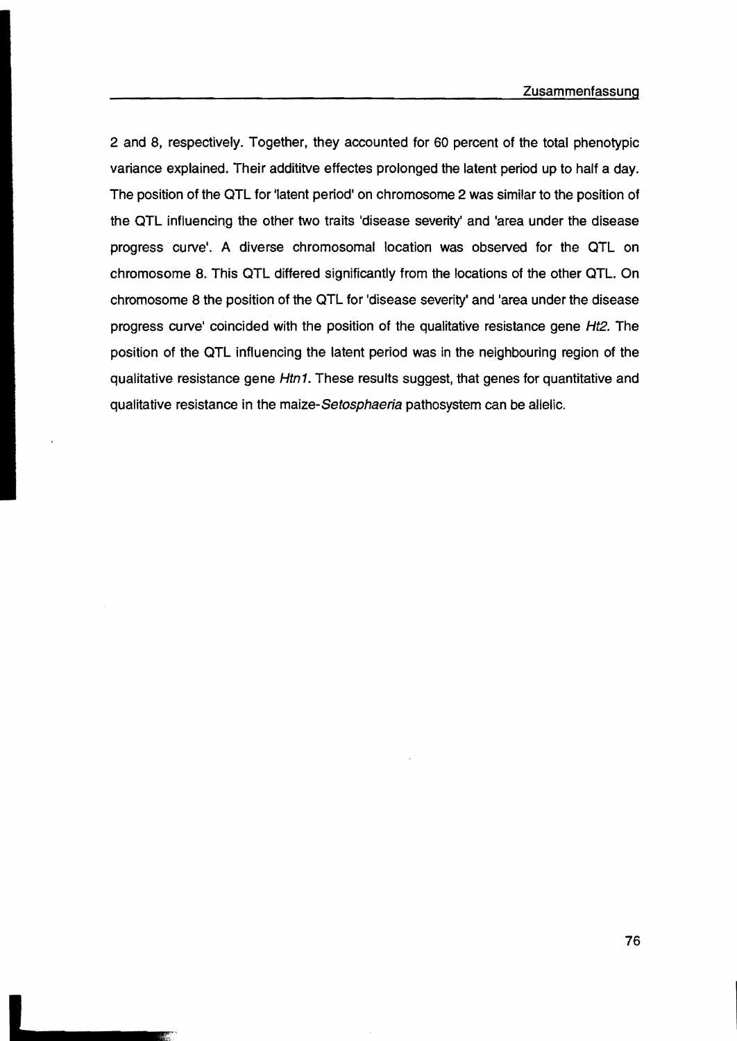2 and 8, respectively. Together, they accounted for 60 percent of the total phenotypic variance explained. Their addititve effectes prolonged the latent period up to half a day. The position of the QTL for 'latent period' on chromosome 2 was similar to the position of the QTL influencing the other two traits 'disease severity' and 'area under the disease progress curve'. A diverse chromosomal location was observed for the QTL on chromosome 8. This QTL differed significantly from the locations of the other QTL. On chromosome 8 the position of the QTL for 'disease severity' and 'area under the disease progress curve' coincided with the position of the qualitative resistance gene *Ht2*. The position of the QTL influencing the latent period was in the neighbouring region of the qualitative resistance gene *Htn1*. These results suggest, that genes for quantitative and qualitative resistance in the maize-*Setosphaeria* pathosystem can be allelic.